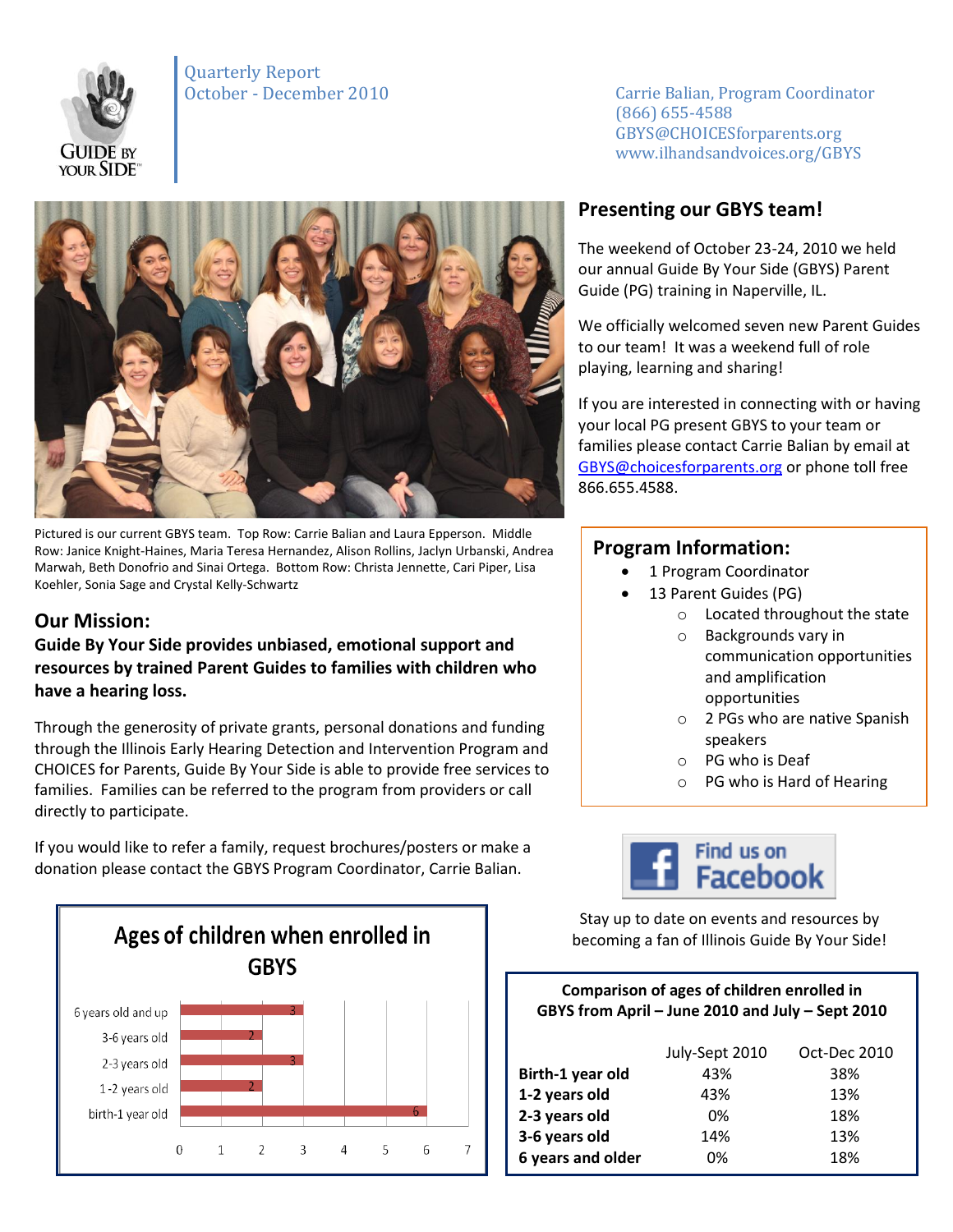Quarterly Report
October - December 2010

Carrie Balian, Program Coordinator
(866) 655-4588
GBYS@CHOICESforparents.org
www.ilhandsandvoices.org/GBYS

Pictured is our current GBYS team. Top Row: Carrie Balian and Laura Epperson. Middle Row: Janice Knight-Haines, Maria Teresa Hernandez, Alison Rollins, Jaclyn Urbanski, Andrea Marwah, Beth Donofrio and Sinai Ortega. Bottom Row: Christa Jennette, Cari Piper, Lisa Koehler, Sonia Sage and Crystal Kelly-Schwartz

## Presenting our GBYS team!

The weekend of October 23-24, 2010 we held our annual Guide By Your Side (GBYS) Parent Guide (PG) training in Naperville, IL.

We officially welcomed seven new Parent Guides to our team! It was a weekend full of role playing, learning and sharing!

If you are interested in connecting with or having your local PG present GBYS to your team or families please contact Carrie Balian by email at GBYS@choicesforparents.org or phone toll free 866.655.4588.

## Our Mission:

**Guide By Your Side provides unbiased, emotional support and resources by trained Parent Guides to families with children who have a hearing loss.**

Through the generosity of private grants, personal donations and funding through the Illinois Early Hearing Detection and Intervention Program and CHOICES for Parents, Guide By Your Side is able to provide free services to families. Families can be referred to the program from providers or call directly to participate.

If you would like to refer a family, request brochures/posters or make a donation please contact the GBYS Program Coordinator, Carrie Balian.

## Program Information:

- 1 Program Coordinator
- 13 Parent Guides (PG)
  - Located throughout the state
  - Backgrounds vary in communication opportunities and amplification opportunities
  - 2 PGs who are native Spanish speakers
  - PG who is Deaf
  - PG who is Hard of Hearing

Find us on Facebook

Stay up to date on events and resources by becoming a fan of Illinois Guide By Your Side!

### Ages of children when enrolled in GBYS

| Age | Number |
|---|---|
| 6 years old and up | 3 |
| 3-6 years old | 2 |
| 2-3 years old | 3 |
| 1-2 years old | 2 |
| birth-1 year old | 6 |

**Comparison of ages of children enrolled in GBYS from April – June 2010 and July – Sept 2010**

| | July-Sept 2010 | Oct-Dec 2010 |
|---|---|---|
| **Birth-1 year old** | 43% | 38% |
| **1-2 years old** | 43% | 13% |
| **2-3 years old** | 0% | 18% |
| **3-6 years old** | 14% | 13% |
| **6 years and older** | 0% | 18% |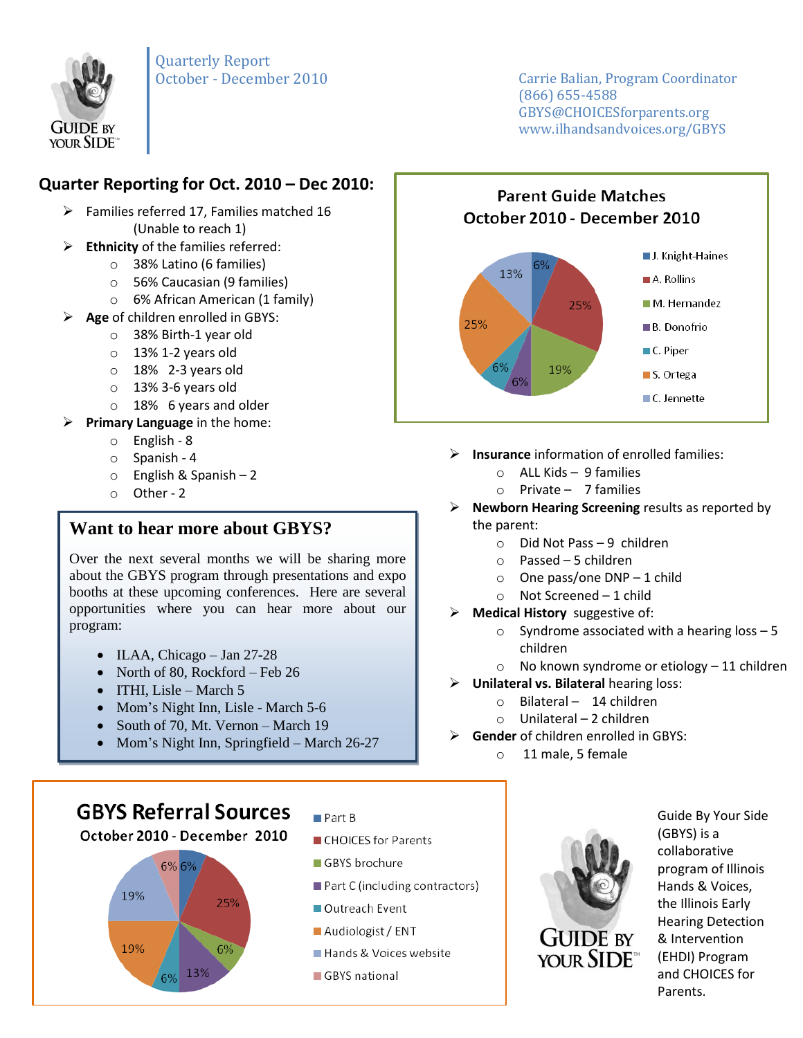Quarterly Report
October - December 2010

Carrie Balian, Program Coordinator
(866) 655-4588
GBYS@CHOICESforparents.org
www.ilhandsandvoices.org/GBYS

## Quarter Reporting for Oct. 2010 – Dec 2010:

- Families referred 17, Families matched 16 (Unable to reach 1)
- **Ethnicity** of the families referred:
  - 38% Latino (6 families)
  - 56% Caucasian (9 families)
  - 6% African American (1 family)
- **Age** of children enrolled in GBYS:
  - 38% Birth-1 year old
  - 13% 1-2 years old
  - 18% 2-3 years old
  - 13% 3-6 years old
  - 18% 6 years and older
- **Primary Language** in the home:
  - English - 8
  - Spanish - 4
  - English & Spanish – 2
  - Other - 2

Parent Guide Matches
October 2010 - December 2010

6%
25%
19%
6%
6%
25%
13%

J. Knight-Haines
A. Rollins
M. Hernandez
B. Donofrio
C. Piper
S. Ortega
C. Jennette

- **Insurance** information of enrolled families:
  - ALL Kids – 9 families
  - Private – 7 families
- **Newborn Hearing Screening** results as reported by the parent:
  - Did Not Pass – 9 children
  - Passed – 5 children
  - One pass/one DNP – 1 child
  - Not Screened – 1 child
- **Medical History** suggestive of:
  - Syndrome associated with a hearing loss – 5 children
  - No known syndrome or etiology – 11 children
- **Unilateral vs. Bilateral** hearing loss:
  - Bilateral – 14 children
  - Unilateral – 2 children
- **Gender** of children enrolled in GBYS:
  - 11 male, 5 female

### Want to hear more about GBYS?

Over the next several months we will be sharing more about the GBYS program through presentations and expo booths at these upcoming conferences. Here are several opportunities where you can hear more about our program:

- ILAA, Chicago – Jan 27-28
- North of 80, Rockford – Feb 26
- ITHI, Lisle – March 5
- Mom's Night Inn, Lisle - March 5-6
- South of 70, Mt. Vernon – March 19
- Mom's Night Inn, Springfield – March 26-27

GBYS Referral Sources
October 2010 - December 2010

6%
25%
6%
13%
6%
19%
19%
6%

Part B
CHOICES for Parents
GBYS brochure
Part C (including contractors)
Outreach Event
Audiologist / ENT
Hands & Voices website
GBYS national

Guide By Your Side (GBYS) is a collaborative program of Illinois Hands & Voices, the Illinois Early Hearing Detection & Intervention (EHDI) Program and CHOICES for Parents.